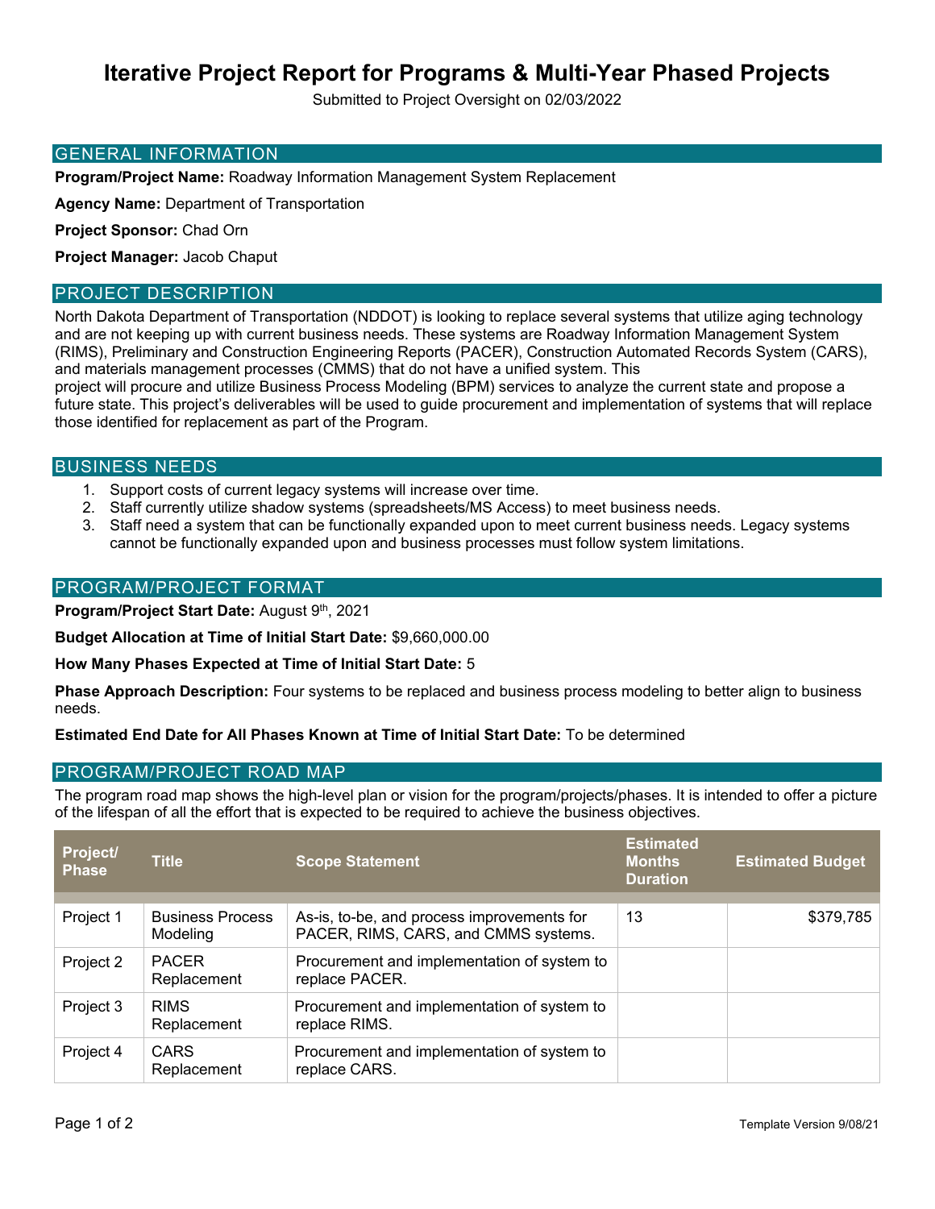# Iterative Project Report for Programs & Multi-Year Phased Projects

Submitted to Project Oversight on 02/03/2022

## GENERAL INFORMATION

**Program/Project Name:** Roadway Information Management System Replacement

**Agency Name:** Department of Transportation

**Project Sponsor:** Chad Orn

**Project Manager:** Jacob Chaput

## PROJECT DESCRIPTION

North Dakota Department of Transportation (NDDOT) is looking to replace several systems that utilize aging technology and are not keeping up with current business needs. These systems are Roadway Information Management System (RIMS), Preliminary and Construction Engineering Reports (PACER), Construction Automated Records System (CARS), and materials management processes (CMMS) that do not have a unified system. This project will procure and utilize Business Process Modeling (BPM) services to analyze the current state and propose a future state. This project's deliverables will be used to guide procurement and implementation of systems that will replace those identified for replacement as part of the Program.

## BUSINESS NEEDS

1. Support costs of current legacy systems will increase over time.
2. Staff currently utilize shadow systems (spreadsheets/MS Access) to meet business needs.
3. Staff need a system that can be functionally expanded upon to meet current business needs. Legacy systems cannot be functionally expanded upon and business processes must follow system limitations.

## PROGRAM/PROJECT FORMAT

**Program/Project Start Date:** August 9th, 2021

**Budget Allocation at Time of Initial Start Date:** $9,660,000.00

**How Many Phases Expected at Time of Initial Start Date:** 5

**Phase Approach Description:** Four systems to be replaced and business process modeling to better align to business needs.

**Estimated End Date for All Phases Known at Time of Initial Start Date:** To be determined

## PROGRAM/PROJECT ROAD MAP

The program road map shows the high-level plan or vision for the program/projects/phases. It is intended to offer a picture of the lifespan of all the effort that is expected to be required to achieve the business objectives.

| Project/ Phase | Title | Scope Statement | Estimated Months Duration | Estimated Budget |
|---|---|---|---|---|
| Project 1 | Business Process Modeling | As-is, to-be, and process improvements for PACER, RIMS, CARS, and CMMS systems. | 13 | $379,785 |
| Project 2 | PACER Replacement | Procurement and implementation of system to replace PACER. | | |
| Project 3 | RIMS Replacement | Procurement and implementation of system to replace RIMS. | | |
| Project 4 | CARS Replacement | Procurement and implementation of system to replace CARS. | | |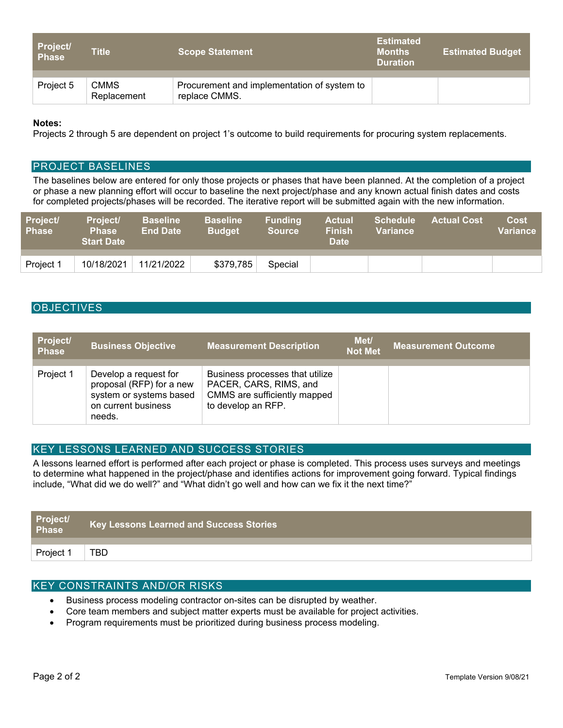| Project/ Phase | Title | Scope Statement | Estimated Months Duration | Estimated Budget |
|---|---|---|---|---|
| Project 5 | CMMS Replacement | Procurement and implementation of system to replace CMMS. | | |

**Notes:**
Projects 2 through 5 are dependent on project 1's outcome to build requirements for procuring system replacements.

## PROJECT BASELINES

The baselines below are entered for only those projects or phases that have been planned. At the completion of a project or phase a new planning effort will occur to baseline the next project/phase and any known actual finish dates and costs for completed projects/phases will be recorded. The iterative report will be submitted again with the new information.

| Project/ Phase | Project/ Phase Start Date | Baseline End Date | Baseline Budget | Funding Source | Actual Finish Date | Schedule Variance | Actual Cost | Cost Variance |
|---|---|---|---|---|---|---|---|---|
| Project 1 | 10/18/2021 | 11/21/2022 | $379,785 | Special | | | | |

## OBJECTIVES

| Project/ Phase | Business Objective | Measurement Description | Met/ Not Met | Measurement Outcome |
|---|---|---|---|---|
| Project 1 | Develop a request for proposal (RFP) for a new system or systems based on current business needs. | Business processes that utilize PACER, CARS, RIMS, and CMMS are sufficiently mapped to develop an RFP. | | |

## KEY LESSONS LEARNED AND SUCCESS STORIES

A lessons learned effort is performed after each project or phase is completed. This process uses surveys and meetings to determine what happened in the project/phase and identifies actions for improvement going forward. Typical findings include, "What did we do well?" and "What didn't go well and how can we fix it the next time?"

| Project/ Phase | Key Lessons Learned and Success Stories |
|---|---|
| Project 1 | TBD |

## KEY CONSTRAINTS AND/OR RISKS

- Business process modeling contractor on-sites can be disrupted by weather.
- Core team members and subject matter experts must be available for project activities.
- Program requirements must be prioritized during business process modeling.